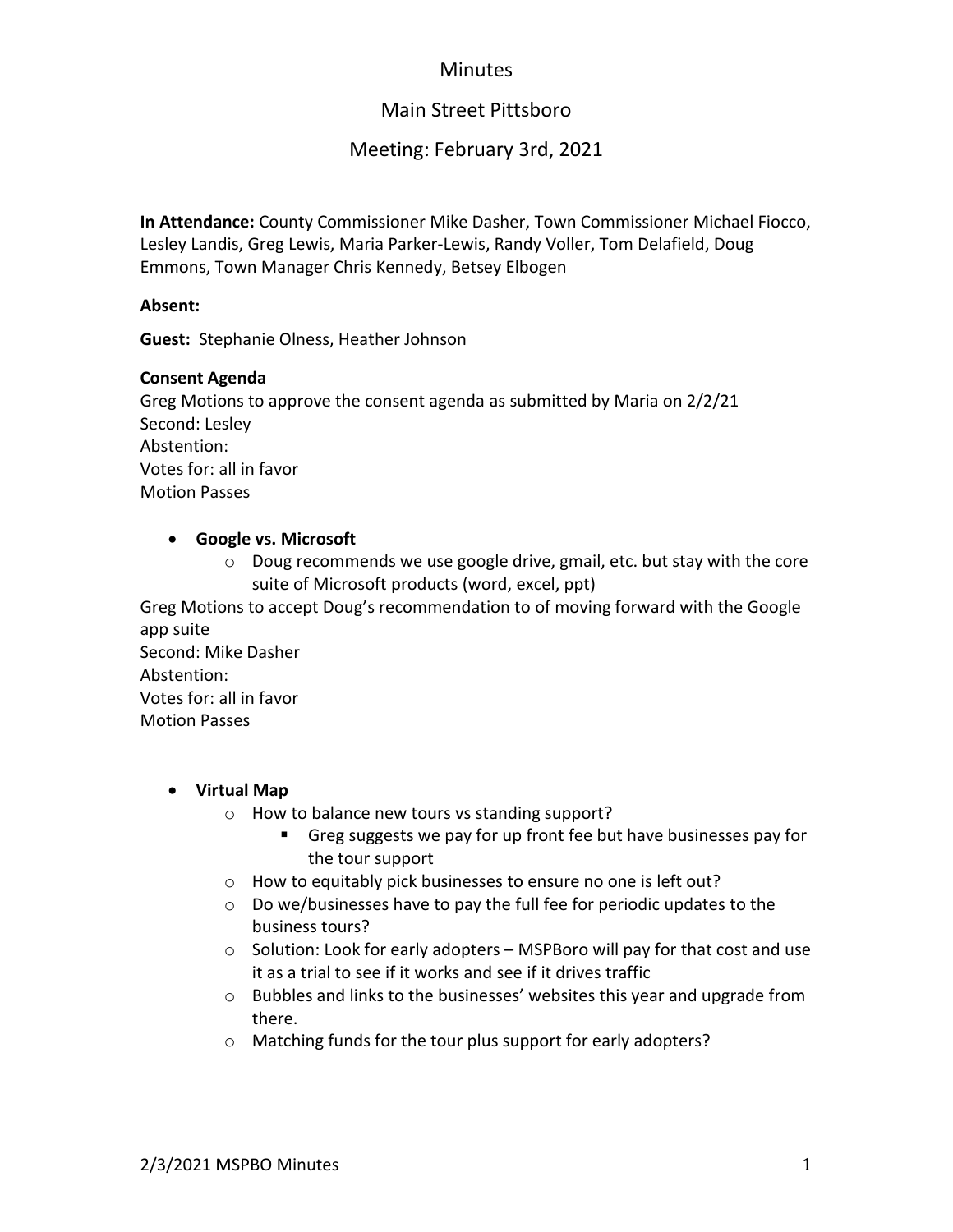# Minutes

## Main Street Pittsboro

## Meeting: February 3rd, 2021

**In Attendance:** County Commissioner Mike Dasher, Town Commissioner Michael Fiocco, Lesley Landis, Greg Lewis, Maria Parker-Lewis, Randy Voller, Tom Delafield, Doug Emmons, Town Manager Chris Kennedy, Betsey Elbogen

**Absent:**

**Guest:** Stephanie Olness, Heather Johnson

**Consent Agenda**
Greg Motions to approve the consent agenda as submitted by Maria on 2/2/21
Second: Lesley
Abstention:
Votes for: all in favor
Motion Passes

- **Google vs. Microsoft**
  - Doug recommends we use google drive, gmail, etc. but stay with the core suite of Microsoft products (word, excel, ppt)

Greg Motions to accept Doug's recommendation to of moving forward with the Google app suite
Second: Mike Dasher
Abstention:
Votes for: all in favor
Motion Passes

- **Virtual Map**
  - How to balance new tours vs standing support?
    - Greg suggests we pay for up front fee but have businesses pay for the tour support
  - How to equitably pick businesses to ensure no one is left out?
  - Do we/businesses have to pay the full fee for periodic updates to the business tours?
  - Solution: Look for early adopters – MSPBoro will pay for that cost and use it as a trial to see if it works and see if it drives traffic
  - Bubbles and links to the businesses' websites this year and upgrade from there.
  - Matching funds for the tour plus support for early adopters?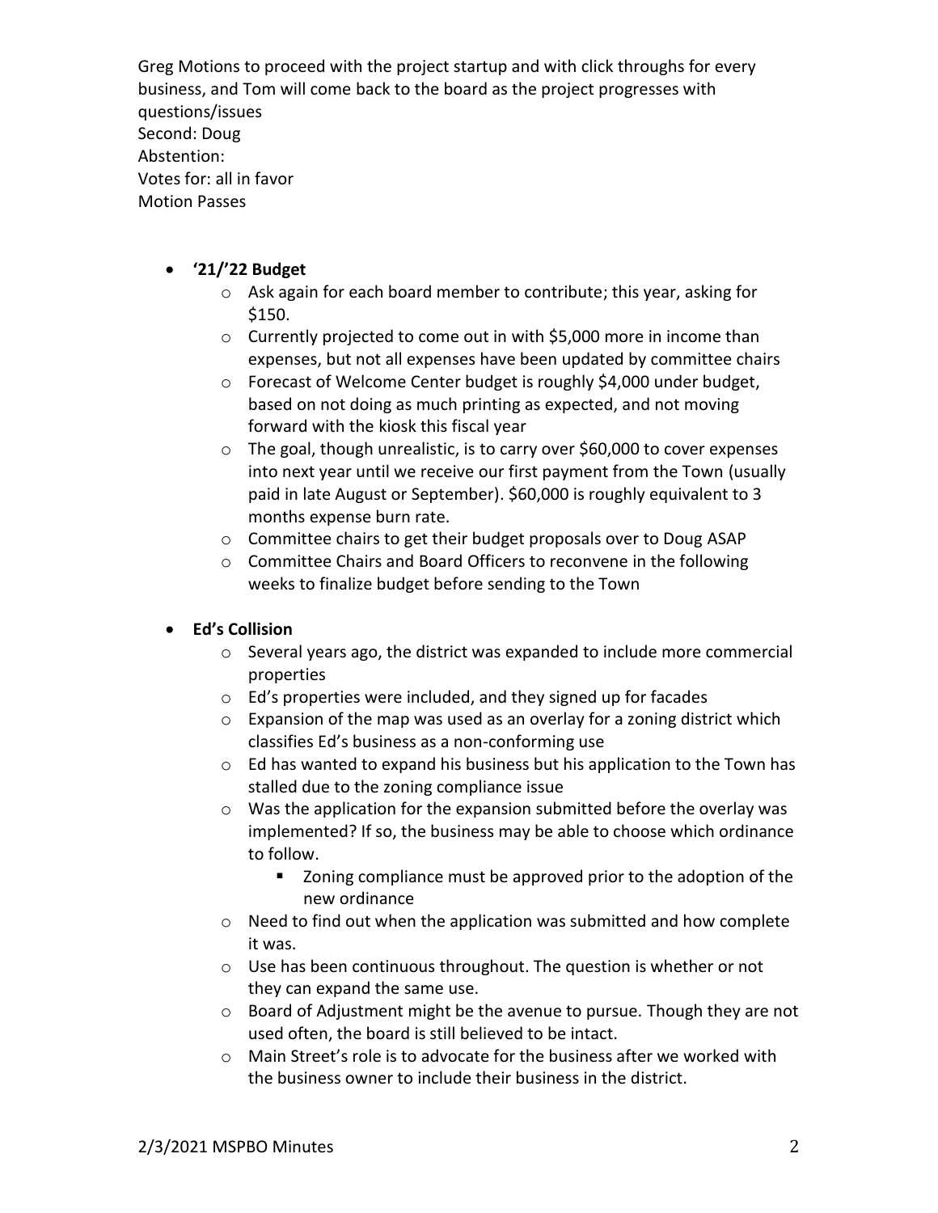Greg Motions to proceed with the project startup and with click throughs for every business, and Tom will come back to the board as the project progresses with questions/issues
Second: Doug
Abstention:
Votes for: all in favor
Motion Passes

- **'21/'22 Budget**
  - Ask again for each board member to contribute; this year, asking for $150.
  - Currently projected to come out in with $5,000 more in income than expenses, but not all expenses have been updated by committee chairs
  - Forecast of Welcome Center budget is roughly $4,000 under budget, based on not doing as much printing as expected, and not moving forward with the kiosk this fiscal year
  - The goal, though unrealistic, is to carry over $60,000 to cover expenses into next year until we receive our first payment from the Town (usually paid in late August or September). $60,000 is roughly equivalent to 3 months expense burn rate.
  - Committee chairs to get their budget proposals over to Doug ASAP
  - Committee Chairs and Board Officers to reconvene in the following weeks to finalize budget before sending to the Town

- **Ed's Collision**
  - Several years ago, the district was expanded to include more commercial properties
  - Ed's properties were included, and they signed up for facades
  - Expansion of the map was used as an overlay for a zoning district which classifies Ed's business as a non-conforming use
  - Ed has wanted to expand his business but his application to the Town has stalled due to the zoning compliance issue
  - Was the application for the expansion submitted before the overlay was implemented? If so, the business may be able to choose which ordinance to follow.
    - Zoning compliance must be approved prior to the adoption of the new ordinance
  - Need to find out when the application was submitted and how complete it was.
  - Use has been continuous throughout. The question is whether or not they can expand the same use.
  - Board of Adjustment might be the avenue to pursue. Though they are not used often, the board is still believed to be intact.
  - Main Street's role is to advocate for the business after we worked with the business owner to include their business in the district.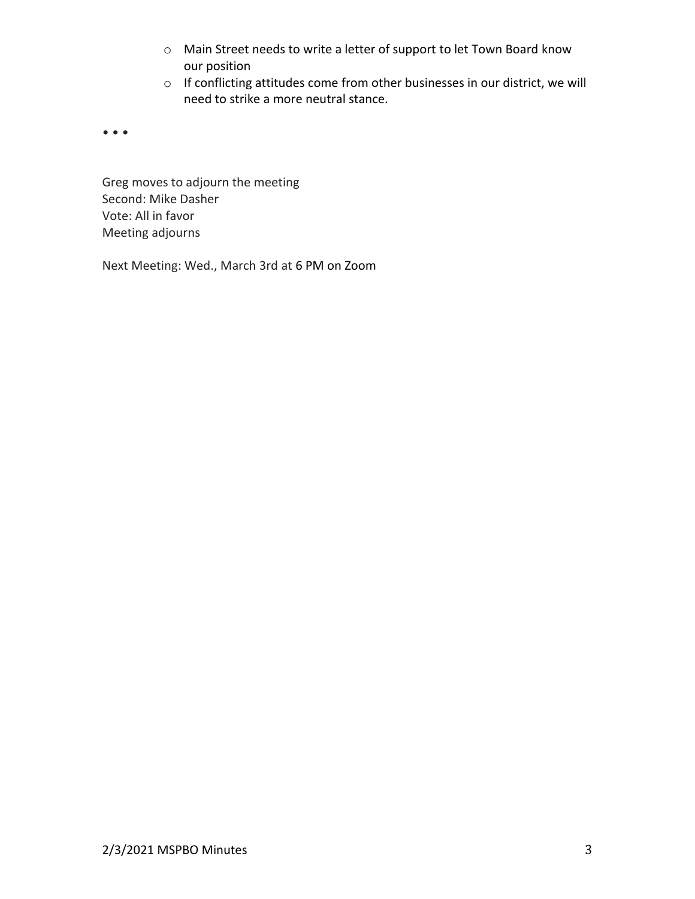- Main Street needs to write a letter of support to let Town Board know our position
- If conflicting attitudes come from other businesses in our district, we will need to strike a more neutral stance.

• • •

Greg moves to adjourn the meeting
Second: Mike Dasher
Vote: All in favor
Meeting adjourns

Next Meeting: Wed., March 3rd at 6 PM on Zoom